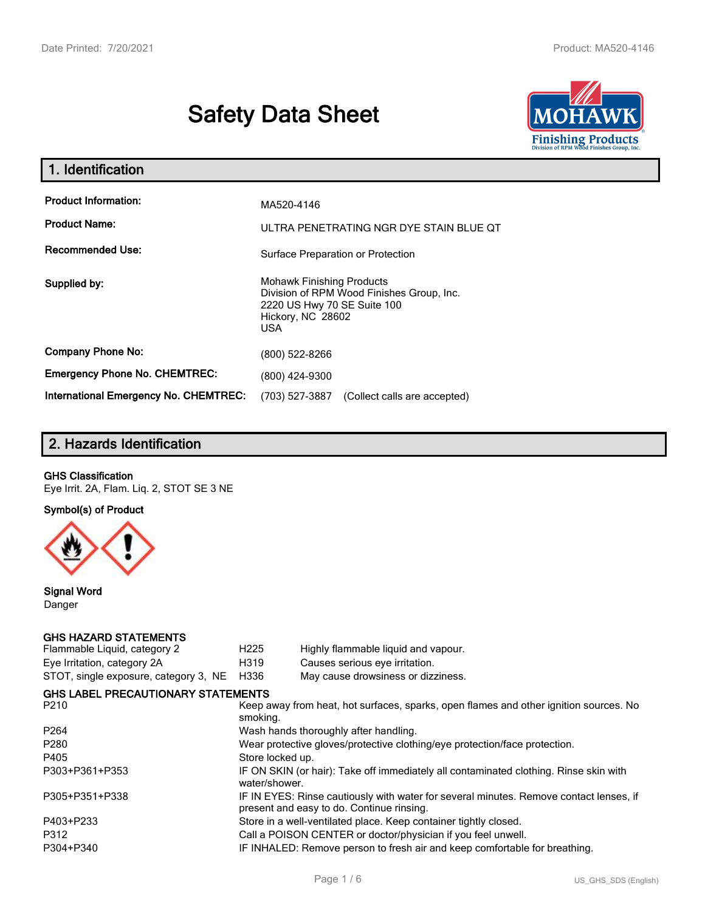# Safety Data Sheet

## 1. Identification

| | |
|---|---|
| **Product Information:** | MA520-4146 |
| **Product Name:** | ULTRA PENETRATING NGR DYE STAIN BLUE QT |
| **Recommended Use:** | Surface Preparation or Protection |
| **Supplied by:** | Mohawk Finishing Products<br>Division of RPM Wood Finishes Group, Inc.<br>2220 US Hwy 70 SE Suite 100<br>Hickory, NC 28602<br>USA |
| **Company Phone No:** | (800) 522-8266 |
| **Emergency Phone No. CHEMTREC:** | (800) 424-9300 |
| **International Emergency No. CHEMTREC:** | (703) 527-3887 (Collect calls are accepted) |

## 2. Hazards Identification

**GHS Classification**

Eye Irrit. 2A, Flam. Liq. 2, STOT SE 3 NE

**Symbol(s) of Product**

**Signal Word**

Danger

**GHS HAZARD STATEMENTS**

| | | |
|---|---|---|
| Flammable Liquid, category 2 | H225 | Highly flammable liquid and vapour. |
| Eye Irritation, category 2A | H319 | Causes serious eye irritation. |
| STOT, single exposure, category 3, NE | H336 | May cause drowsiness or dizziness. |

**GHS LABEL PRECAUTIONARY STATEMENTS**

| | |
|---|---|
| P210 | Keep away from heat, hot surfaces, sparks, open flames and other ignition sources. No smoking. |
| P264 | Wash hands thoroughly after handling. |
| P280 | Wear protective gloves/protective clothing/eye protection/face protection. |
| P405 | Store locked up. |
| P303+P361+P353 | IF ON SKIN (or hair): Take off immediately all contaminated clothing. Rinse skin with water/shower. |
| P305+P351+P338 | IF IN EYES: Rinse cautiously with water for several minutes. Remove contact lenses, if present and easy to do. Continue rinsing. |
| P403+P233 | Store in a well-ventilated place. Keep container tightly closed. |
| P312 | Call a POISON CENTER or doctor/physician if you feel unwell. |
| P304+P340 | IF INHALED: Remove person to fresh air and keep comfortable for breathing. |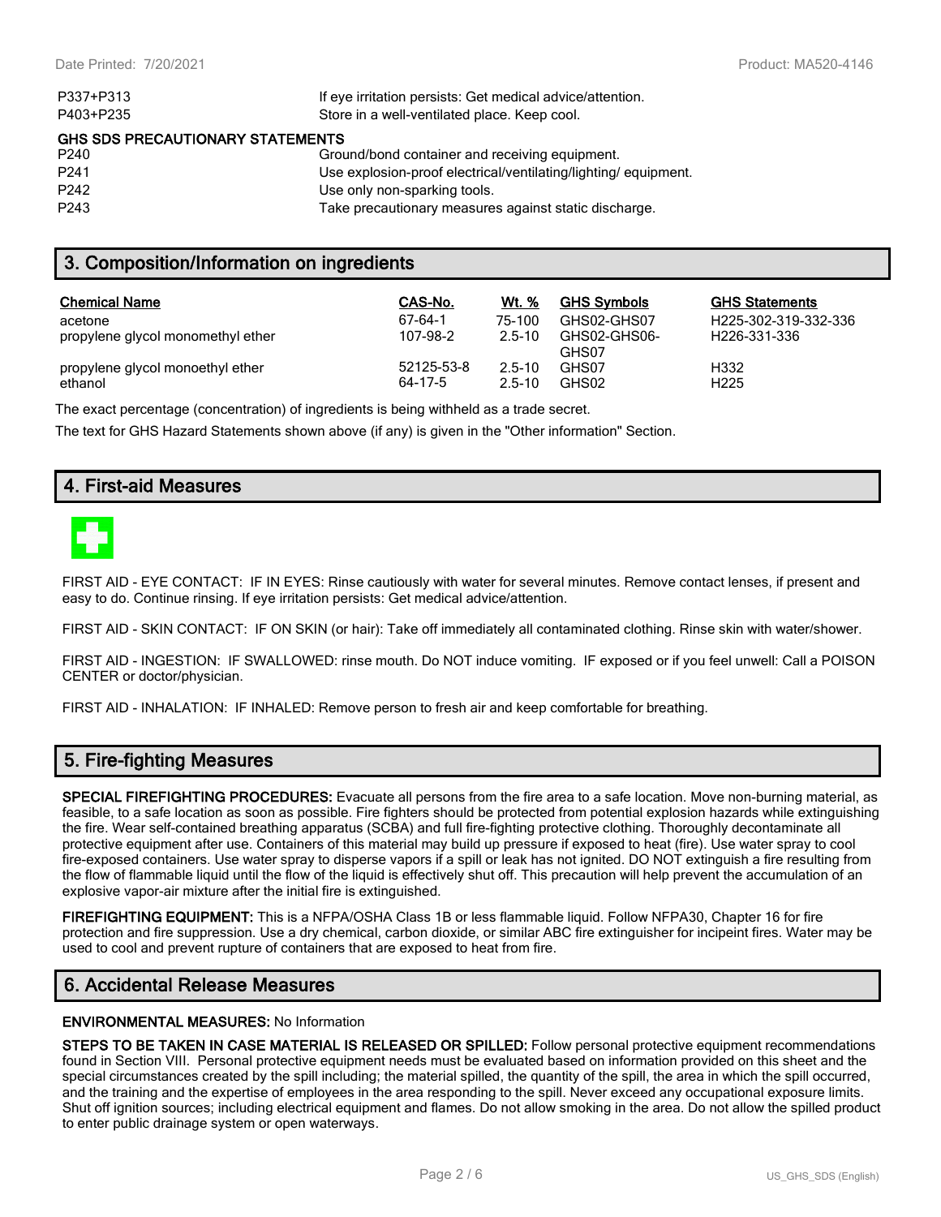| | |
|---|---|
| P337+P313 | If eye irritation persists: Get medical advice/attention. |
| P403+P235 | Store in a well-ventilated place. Keep cool. |

**GHS SDS PRECAUTIONARY STATEMENTS**

| | |
|---|---|
| P240 | Ground/bond container and receiving equipment. |
| P241 | Use explosion-proof electrical/ventilating/lighting/ equipment. |
| P242 | Use only non-sparking tools. |
| P243 | Take precautionary measures against static discharge. |

## 3. Composition/Information on ingredients

| Chemical Name | CAS-No. | Wt. % | GHS Symbols | GHS Statements |
|---|---|---|---|---|
| acetone | 67-64-1 | 75-100 | GHS02-GHS07 | H225-302-319-332-336 |
| propylene glycol monomethyl ether | 107-98-2 | 2.5-10 | GHS02-GHS06-GHS07 | H226-331-336 |
| propylene glycol monoethyl ether | 52125-53-8 | 2.5-10 | GHS07 | H332 |
| ethanol | 64-17-5 | 2.5-10 | GHS02 | H225 |

The exact percentage (concentration) of ingredients is being withheld as a trade secret.

The text for GHS Hazard Statements shown above (if any) is given in the "Other information" Section.

## 4. First-aid Measures

FIRST AID - EYE CONTACT: IF IN EYES: Rinse cautiously with water for several minutes. Remove contact lenses, if present and easy to do. Continue rinsing. If eye irritation persists: Get medical advice/attention.

FIRST AID - SKIN CONTACT: IF ON SKIN (or hair): Take off immediately all contaminated clothing. Rinse skin with water/shower.

FIRST AID - INGESTION: IF SWALLOWED: rinse mouth. Do NOT induce vomiting. IF exposed or if you feel unwell: Call a POISON CENTER or doctor/physician.

FIRST AID - INHALATION: IF INHALED: Remove person to fresh air and keep comfortable for breathing.

## 5. Fire-fighting Measures

**SPECIAL FIREFIGHTING PROCEDURES:** Evacuate all persons from the fire area to a safe location. Move non-burning material, as feasible, to a safe location as soon as possible. Fire fighters should be protected from potential explosion hazards while extinguishing the fire. Wear self-contained breathing apparatus (SCBA) and full fire-fighting protective clothing. Thoroughly decontaminate all protective equipment after use. Containers of this material may build up pressure if exposed to heat (fire). Use water spray to cool fire-exposed containers. Use water spray to disperse vapors if a spill or leak has not ignited. DO NOT extinguish a fire resulting from the flow of flammable liquid until the flow of the liquid is effectively shut off. This precaution will help prevent the accumulation of an explosive vapor-air mixture after the initial fire is extinguished.

**FIREFIGHTING EQUIPMENT:** This is a NFPA/OSHA Class 1B or less flammable liquid. Follow NFPA30, Chapter 16 for fire protection and fire suppression. Use a dry chemical, carbon dioxide, or similar ABC fire extinguisher for incipeint fires. Water may be used to cool and prevent rupture of containers that are exposed to heat from fire.

## 6. Accidental Release Measures

**ENVIRONMENTAL MEASURES:** No Information

**STEPS TO BE TAKEN IN CASE MATERIAL IS RELEASED OR SPILLED:** Follow personal protective equipment recommendations found in Section VIII. Personal protective equipment needs must be evaluated based on information provided on this sheet and the special circumstances created by the spill including; the material spilled, the quantity of the spill, the area in which the spill occurred, and the training and the expertise of employees in the area responding to the spill. Never exceed any occupational exposure limits. Shut off ignition sources; including electrical equipment and flames. Do not allow smoking in the area. Do not allow the spilled product to enter public drainage system or open waterways.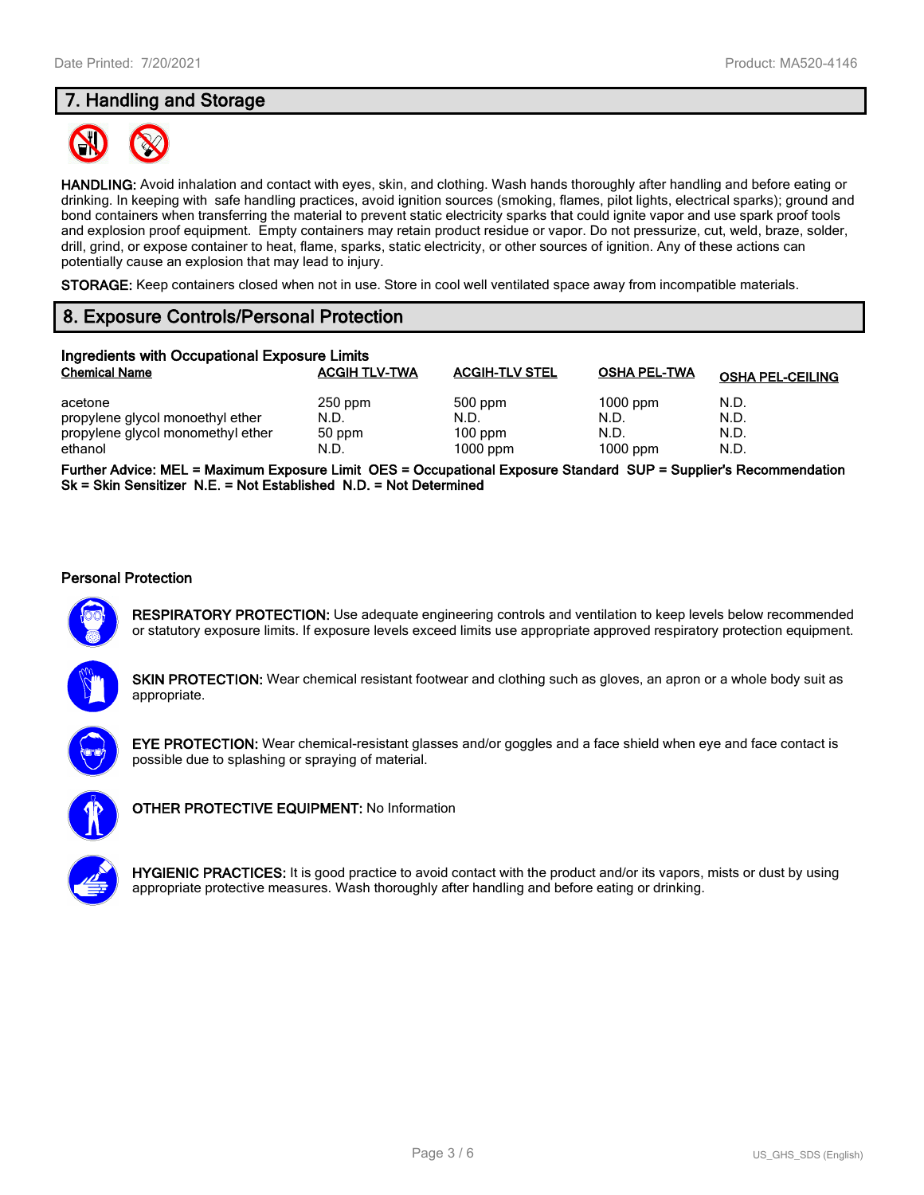## 7. Handling and Storage

**HANDLING:** Avoid inhalation and contact with eyes, skin, and clothing. Wash hands thoroughly after handling and before eating or drinking. In keeping with safe handling practices, avoid ignition sources (smoking, flames, pilot lights, electrical sparks); ground and bond containers when transferring the material to prevent static electricity sparks that could ignite vapor and use spark proof tools and explosion proof equipment. Empty containers may retain product residue or vapor. Do not pressurize, cut, weld, braze, solder, drill, grind, or expose container to heat, flame, sparks, static electricity, or other sources of ignition. Any of these actions can potentially cause an explosion that may lead to injury.

**STORAGE:** Keep containers closed when not in use. Store in cool well ventilated space away from incompatible materials.

## 8. Exposure Controls/Personal Protection

### Ingredients with Occupational Exposure Limits

| Chemical Name | ACGIH TLV-TWA | ACGIH-TLV STEL | OSHA PEL-TWA | OSHA PEL-CEILING |
|---|---|---|---|---|
| acetone | 250 ppm | 500 ppm | 1000 ppm | N.D. |
| propylene glycol monoethyl ether | N.D. | N.D. | N.D. | N.D. |
| propylene glycol monomethyl ether | 50 ppm | 100 ppm | N.D. | N.D. |
| ethanol | N.D. | 1000 ppm | 1000 ppm | N.D. |

**Further Advice: MEL = Maximum Exposure Limit OES = Occupational Exposure Standard SUP = Supplier's Recommendation Sk = Skin Sensitizer N.E. = Not Established N.D. = Not Determined**

### Personal Protection

**RESPIRATORY PROTECTION:** Use adequate engineering controls and ventilation to keep levels below recommended or statutory exposure limits. If exposure levels exceed limits use appropriate approved respiratory protection equipment.

**SKIN PROTECTION:** Wear chemical resistant footwear and clothing such as gloves, an apron or a whole body suit as appropriate.

**EYE PROTECTION:** Wear chemical-resistant glasses and/or goggles and a face shield when eye and face contact is possible due to splashing or spraying of material.

**OTHER PROTECTIVE EQUIPMENT:** No Information

**HYGIENIC PRACTICES:** It is good practice to avoid contact with the product and/or its vapors, mists or dust by using appropriate protective measures. Wash thoroughly after handling and before eating or drinking.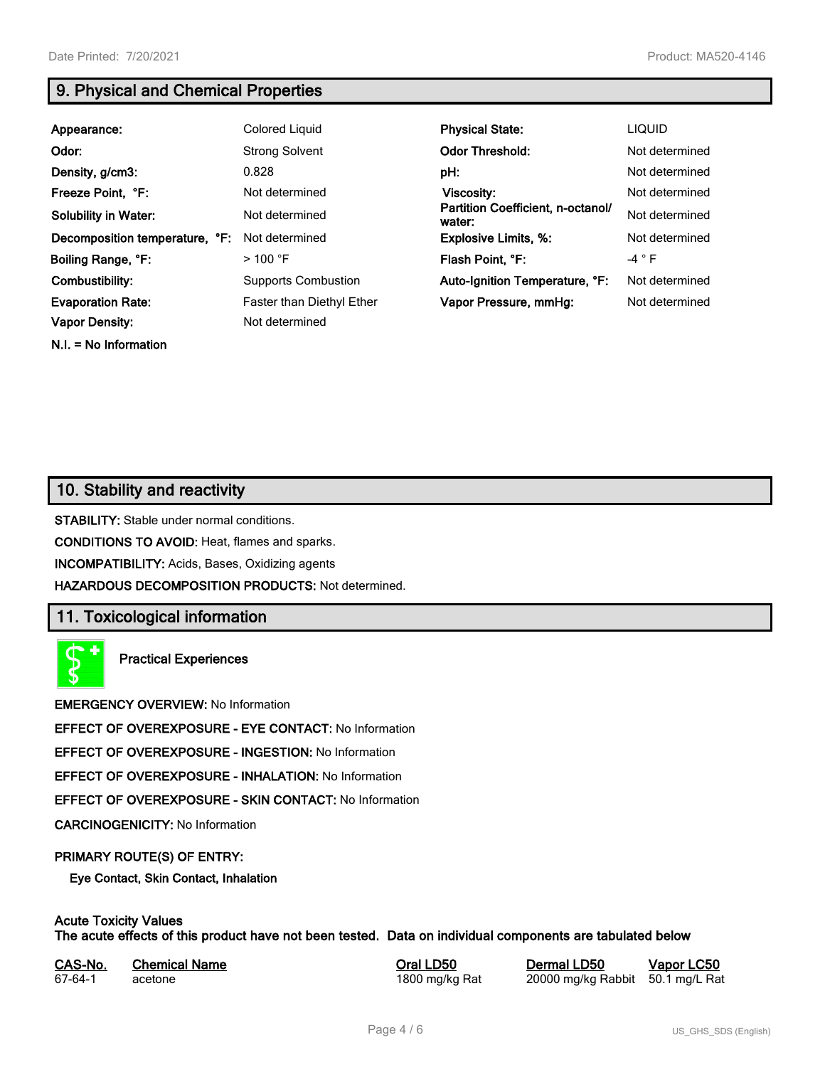## 9. Physical and Chemical Properties

| | | | |
|---|---|---|---|
| **Appearance:** | Colored Liquid | **Physical State:** | LIQUID |
| **Odor:** | Strong Solvent | **Odor Threshold:** | Not determined |
| **Density, g/cm3:** | 0.828 | **pH:** | Not determined |
| **Freeze Point, °F:** | Not determined | **Viscosity:** | Not determined |
| **Solubility in Water:** | Not determined | **Partition Coefficient, n-octanol/ water:** | Not determined |
| **Decomposition temperature, °F:** | Not determined | **Explosive Limits, %:** | Not determined |
| **Boiling Range, °F:** | > 100 °F | **Flash Point, °F:** | -4 ° F |
| **Combustibility:** | Supports Combustion | **Auto-Ignition Temperature, °F:** | Not determined |
| **Evaporation Rate:** | Faster than Diethyl Ether | **Vapor Pressure, mmHg:** | Not determined |
| **Vapor Density:** | Not determined | | |

**N.I. = No Information**

## 10. Stability and reactivity

**STABILITY:** Stable under normal conditions.

**CONDITIONS TO AVOID:** Heat, flames and sparks.

**INCOMPATIBILITY:** Acids, Bases, Oxidizing agents

**HAZARDOUS DECOMPOSITION PRODUCTS:** Not determined.

## 11. Toxicological information

**Practical Experiences**

**EMERGENCY OVERVIEW:** No Information

**EFFECT OF OVEREXPOSURE - EYE CONTACT:** No Information

**EFFECT OF OVEREXPOSURE - INGESTION:** No Information

**EFFECT OF OVEREXPOSURE - INHALATION:** No Information

**EFFECT OF OVEREXPOSURE - SKIN CONTACT:** No Information

**CARCINOGENICITY:** No Information

**PRIMARY ROUTE(S) OF ENTRY:**

**Eye Contact, Skin Contact, Inhalation**

**Acute Toxicity Values**
**The acute effects of this product have not been tested. Data on individual components are tabulated below**

| CAS-No. | Chemical Name | Oral LD50 | Dermal LD50 | Vapor LC50 |
|---|---|---|---|---|
| 67-64-1 | acetone | 1800 mg/kg Rat | 20000 mg/kg Rabbit | 50.1 mg/L Rat |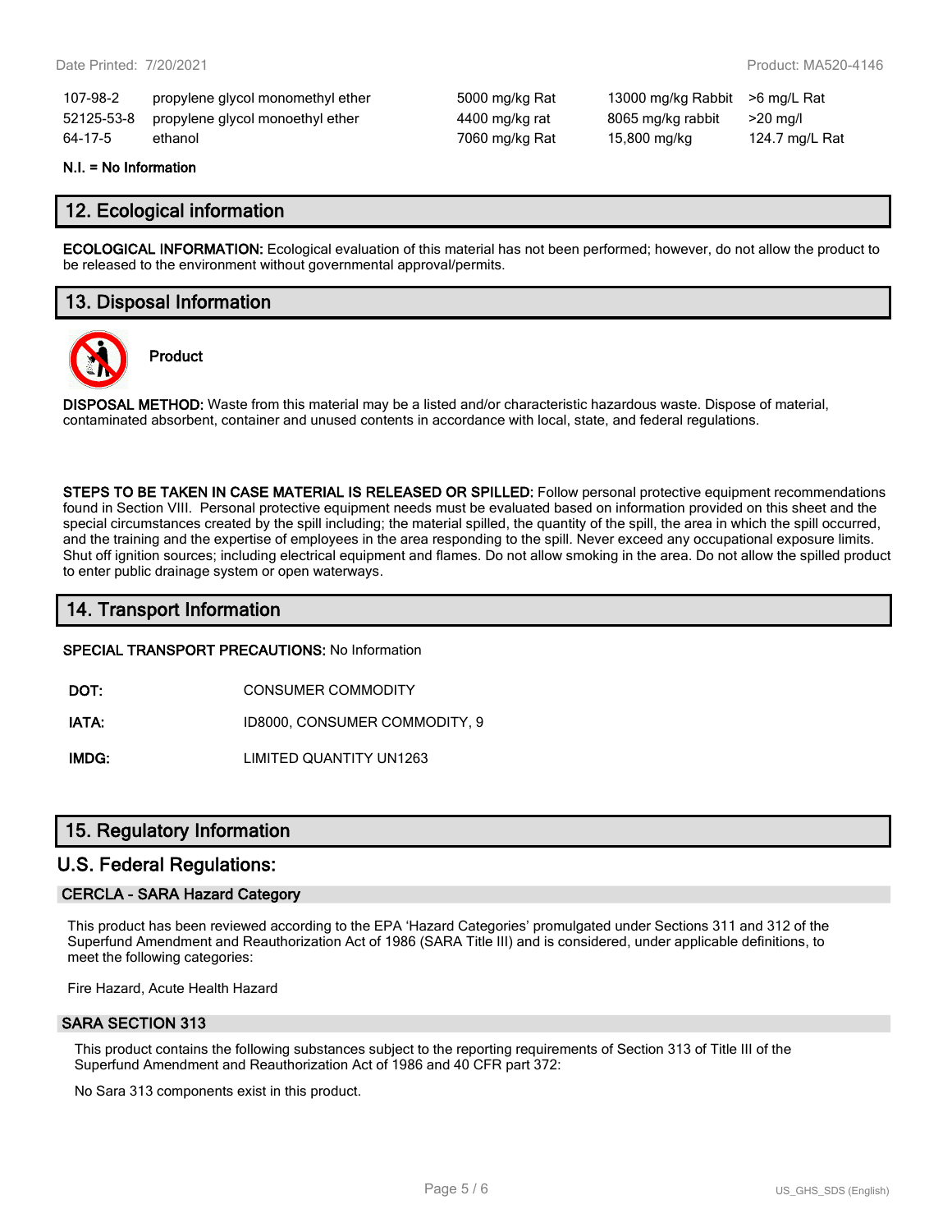| | | | | |
|---|---|---|---|---|
| 107-98-2 | propylene glycol monomethyl ether | 5000 mg/kg Rat | 13000 mg/kg Rabbit | >6 mg/L Rat |
| 52125-53-8 | propylene glycol monoethyl ether | 4400 mg/kg rat | 8065 mg/kg rabbit | >20 mg/l |
| 64-17-5 | ethanol | 7060 mg/kg Rat | 15,800 mg/kg | 124.7 mg/L Rat |

**N.I. = No Information**

## 12. Ecological information

**ECOLOGICAL INFORMATION:** Ecological evaluation of this material has not been performed; however, do not allow the product to be released to the environment without governmental approval/permits.

## 13. Disposal Information

**Product**

**DISPOSAL METHOD:** Waste from this material may be a listed and/or characteristic hazardous waste. Dispose of material, contaminated absorbent, container and unused contents in accordance with local, state, and federal regulations.

**STEPS TO BE TAKEN IN CASE MATERIAL IS RELEASED OR SPILLED:** Follow personal protective equipment recommendations found in Section VIII. Personal protective equipment needs must be evaluated based on information provided on this sheet and the special circumstances created by the spill including; the material spilled, the quantity of the spill, the area in which the spill occurred, and the training and the expertise of employees in the area responding to the spill. Never exceed any occupational exposure limits. Shut off ignition sources; including electrical equipment and flames. Do not allow smoking in the area. Do not allow the spilled product to enter public drainage system or open waterways.

## 14. Transport Information

**SPECIAL TRANSPORT PRECAUTIONS:** No Information

| | |
|---|---|
| **DOT:** | CONSUMER COMMODITY |
| **IATA:** | ID8000, CONSUMER COMMODITY, 9 |
| **IMDG:** | LIMITED QUANTITY UN1263 |

## 15. Regulatory Information

## U.S. Federal Regulations:

### CERCLA - SARA Hazard Category

This product has been reviewed according to the EPA 'Hazard Categories' promulgated under Sections 311 and 312 of the Superfund Amendment and Reauthorization Act of 1986 (SARA Title III) and is considered, under applicable definitions, to meet the following categories:

Fire Hazard, Acute Health Hazard

### SARA SECTION 313

This product contains the following substances subject to the reporting requirements of Section 313 of Title III of the Superfund Amendment and Reauthorization Act of 1986 and 40 CFR part 372:

No Sara 313 components exist in this product.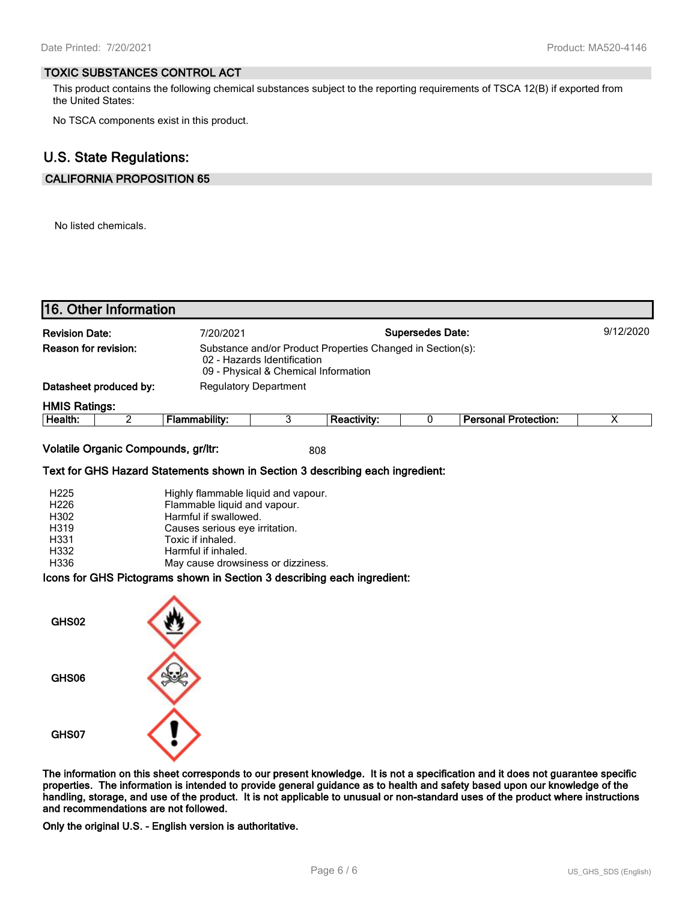## TOXIC SUBSTANCES CONTROL ACT

This product contains the following chemical substances subject to the reporting requirements of TSCA 12(B) if exported from the United States:

No TSCA components exist in this product.

## U.S. State Regulations:

### CALIFORNIA PROPOSITION 65

No listed chemicals.

## 16. Other Information

**Revision Date:** 7/20/2021

**Supersedes Date:** 9/12/2020

**Reason for revision:** Substance and/or Product Properties Changed in Section(s):
- 02 - Hazards Identification
- 09 - Physical & Chemical Information

**Datasheet produced by:** Regulatory Department

**HMIS Ratings:**

| | | | | | | | |
|---|---|---|---|---|---|---|---|
| **Health:** | 2 | **Flammability:** | 3 | **Reactivity:** | 0 | **Personal Protection:** | X |

**Volatile Organic Compounds, gr/ltr:** 808

**Text for GHS Hazard Statements shown in Section 3 describing each ingredient:**

| | |
|---|---|
| H225 | Highly flammable liquid and vapour. |
| H226 | Flammable liquid and vapour. |
| H302 | Harmful if swallowed. |
| H319 | Causes serious eye irritation. |
| H331 | Toxic if inhaled. |
| H332 | Harmful if inhaled. |
| H336 | May cause drowsiness or dizziness. |

**Icons for GHS Pictograms shown in Section 3 describing each ingredient:**

GHS02

GHS06

GHS07

**The information on this sheet corresponds to our present knowledge. It is not a specification and it does not guarantee specific properties. The information is intended to provide general guidance as to health and safety based upon our knowledge of the handling, storage, and use of the product. It is not applicable to unusual or non-standard uses of the product where instructions and recommendations are not followed.**

**Only the original U.S. - English version is authoritative.**